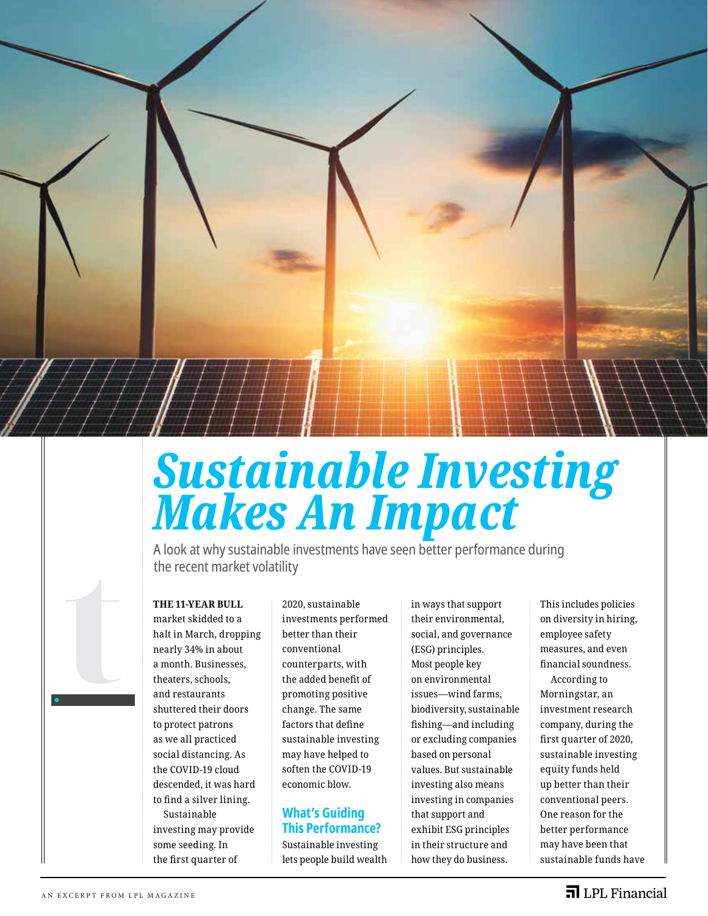# Sustainable Investing Makes An Impact

A look at why sustainable investments have seen better performance during the recent market volatility

**THE 11-YEAR BULL** market skidded to a halt in March, dropping nearly 34% in about a month. Businesses, theaters, schools, and restaurants shuttered their doors to protect patrons as we all practiced social distancing. As the COVID-19 cloud descended, it was hard to find a silver lining.

Sustainable investing may provide some seeding. In the first quarter of 2020, sustainable investments performed better than their conventional counterparts, with the added benefit of promoting positive change. The same factors that define sustainable investing may have helped to soften the COVID-19 economic blow.

## What's Guiding This Performance?

Sustainable investing lets people build wealth in ways that support their environmental, social, and governance (ESG) principles. Most people key on environmental issues—wind farms, biodiversity, sustainable fishing—and including or excluding companies based on personal values. But sustainable investing also means investing in companies that support and exhibit ESG principles in their structure and how they do business. This includes policies on diversity in hiring, employee safety measures, and even financial soundness.

According to Morningstar, an investment research company, during the first quarter of 2020, sustainable investing equity funds held up better than their conventional peers. One reason for the better performance may have been that sustainable funds have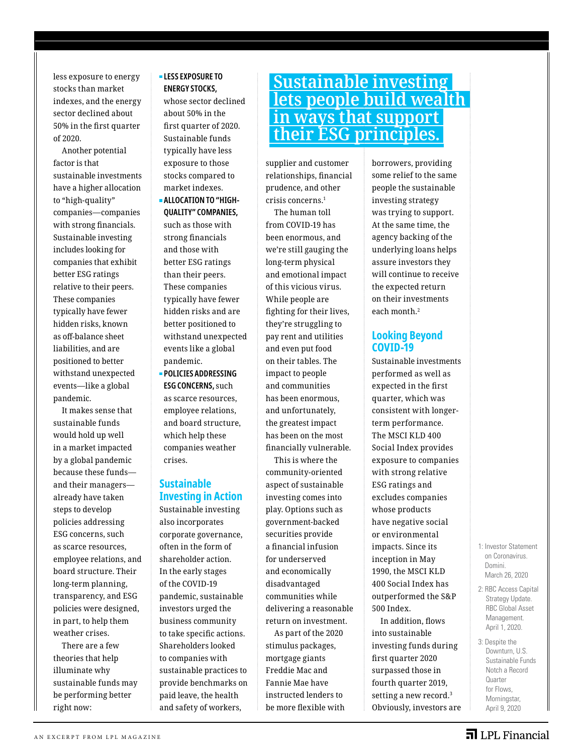less exposure to energy stocks than market indexes, and the energy sector declined about 50% in the first quarter of 2020.

Another potential factor is that sustainable investments have a higher allocation to "high-quality"—companies with strong financials. Sustainable investing includes looking for companies that exhibit better ESG ratings relative to their peers. These companies typically have fewer hidden risks, known as off-balance sheet liabilities, and are positioned to better withstand unexpected events—like a global pandemic.

It makes sense that sustainable funds would hold up well in a market impacted by a global pandemic because these funds—and their managers—already have taken steps to develop policies addressing ESG concerns, such as scarce resources, employee relations, and board structure. Their long-term planning, transparency, and ESG policies were designed, in part, to help them weather crises.

There are a few theories that help illuminate why sustainable funds may be performing better right now:

- **LESS EXPOSURE TO ENERGY STOCKS,** whose sector declined about 50% in the first quarter of 2020. Sustainable funds typically have less exposure to those stocks compared to market indexes.
- **ALLOCATION TO "HIGH-QUALITY" COMPANIES,** such as those with strong financials and those with better ESG ratings than their peers. These companies typically have fewer hidden risks and are better positioned to withstand unexpected events like a global pandemic.
- **POLICIES ADDRESSING ESG CONCERNS,** such as scarce resources, employee relations, and board structure, which help these companies weather crises.

## Sustainable Investing in Action

Sustainable investing also incorporates corporate governance, often in the form of shareholder action. In the early stages of the COVID-19 pandemic, sustainable investors urged the business community to take specific actions. Shareholders looked to companies with sustainable practices to provide benchmarks on paid leave, the health and safety of workers, supplier and customer relationships, financial prudence, and other crisis concerns.[1]

> **Sustainable investing lets people build wealth in ways that support their ESG principles.**

The human toll from COVID-19 has been enormous, and we're still gauging the long-term physical and emotional impact of this vicious virus. While people are fighting for their lives, they're struggling to pay rent and utilities and even put food on their tables. The impact to people and communities has been enormous, and unfortunately, the greatest impact has been on the most financially vulnerable.

This is where the community-oriented aspect of sustainable investing comes into play. Options such as government-backed securities provide a financial infusion for underserved and economically disadvantaged communities while delivering a reasonable return on investment.

As part of the 2020 stimulus packages, mortgage giants Freddie Mac and Fannie Mae have instructed lenders to be more flexible with borrowers, providing some relief to the same people the sustainable investing strategy was trying to support. At the same time, the agency backing of the underlying loans helps assure investors they will continue to receive the expected return on their investments each month.[2]

## Looking Beyond COVID-19

Sustainable investments performed as well as expected in the first quarter, which was consistent with longer-term performance. The MSCI KLD 400 Social Index provides exposure to companies with strong relative ESG ratings and excludes companies whose products have negative social or environmental impacts. Since its inception in May 1990, the MSCI KLD 400 Social Index has outperformed the S&P 500 Index.

In addition, flows into sustainable investing funds during first quarter 2020 surpassed those in fourth quarter 2019, setting a new record.[3] Obviously, investors are

1: Investor Statement on Coronavirus. Domini. March 26, 2020

2: RBC Access Capital Strategy Update. RBC Global Asset Management. April 1, 2020.

3: Despite the Downturn, U.S. Sustainable Funds Notch a Record Quarter for Flows, Morningstar, April 9, 2020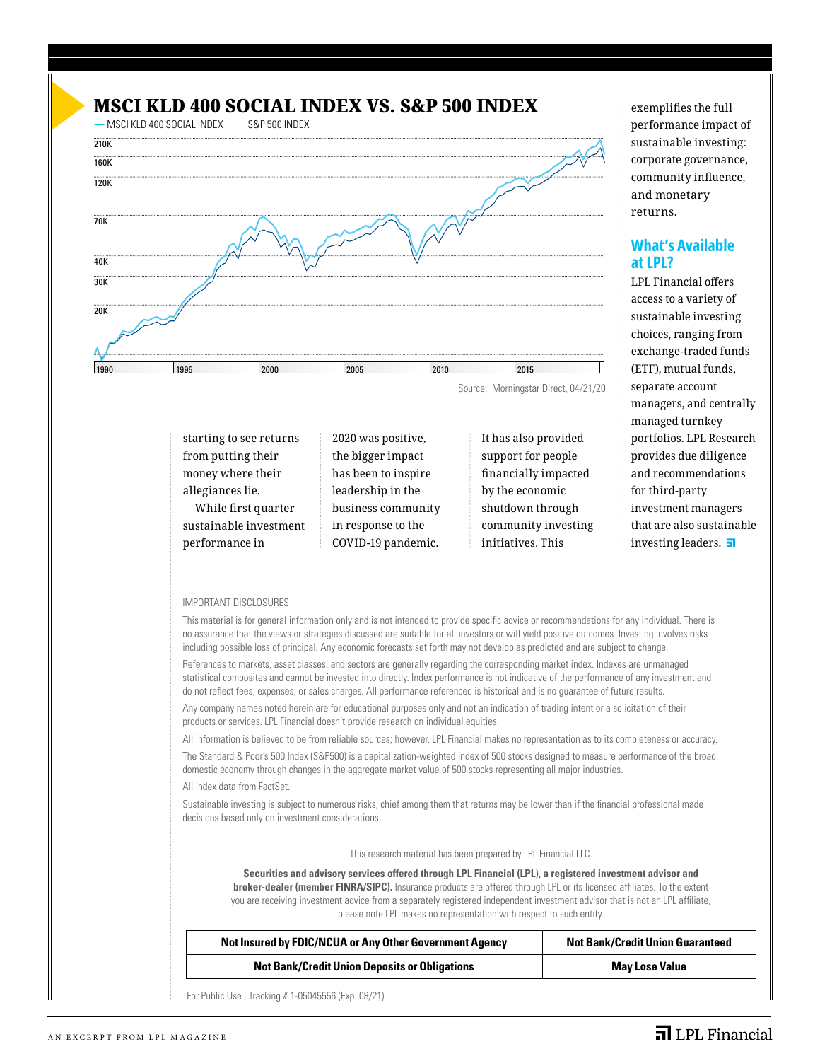## MSCI KLD 400 SOCIAL INDEX VS. S&P 500 INDEX

— MSCI KLD 400 SOCIAL INDEX — S&P 500 INDEX

210K
160K
120K
70K
40K
30K
20K

1990
1995
2000
2005
2010
2015

Source: Morningstar Direct, 04/21/20

starting to see returns from putting their money where their allegiances lie.

While first quarter sustainable investment performance in 2020 was positive, the bigger impact has been to inspire leadership in the business community in response to the COVID-19 pandemic. It has also provided support for people financially impacted by the economic shutdown through community investing initiatives. This exemplifies the full performance impact of sustainable investing: corporate governance, community influence, and monetary returns.

### What's Available at LPL?

LPL Financial offers access to a variety of sustainable investing choices, ranging from exchange-traded funds (ETF), mutual funds, separate account managers, and centrally managed turnkey portfolios. LPL Research provides due diligence and recommendations for third-party investment managers that are also sustainable investing leaders.

IMPORTANT DISCLOSURES

This material is for general information only and is not intended to provide specific advice or recommendations for any individual. There is no assurance that the views or strategies discussed are suitable for all investors or will yield positive outcomes. Investing involves risks including possible loss of principal. Any economic forecasts set forth may not develop as predicted and are subject to change.

References to markets, asset classes, and sectors are generally regarding the corresponding market index. Indexes are unmanaged statistical composites and cannot be invested into directly. Index performance is not indicative of the performance of any investment and do not reflect fees, expenses, or sales charges. All performance referenced is historical and is no guarantee of future results.

Any company names noted herein are for educational purposes only and not an indication of trading intent or a solicitation of their products or services. LPL Financial doesn't provide research on individual equities.

All information is believed to be from reliable sources; however, LPL Financial makes no representation as to its completeness or accuracy.

The Standard & Poor's 500 Index (S&P500) is a capitalization-weighted index of 500 stocks designed to measure performance of the broad domestic economy through changes in the aggregate market value of 500 stocks representing all major industries.

All index data from FactSet.

Sustainable investing is subject to numerous risks, chief among them that returns may be lower than if the financial professional made decisions based only on investment considerations.

This research material has been prepared by LPL Financial LLC.

**Securities and advisory services offered through LPL Financial (LPL), a registered investment advisor and broker-dealer (member FINRA/SIPC).** Insurance products are offered through LPL or its licensed affiliates. To the extent you are receiving investment advice from a separately registered independent investment advisor that is not an LPL affiliate, please note LPL makes no representation with respect to such entity.

| | |
|---|---|
| **Not Insured by FDIC/NCUA or Any Other Government Agency** | **Not Bank/Credit Union Guaranteed** |
| **Not Bank/Credit Union Deposits or Obligations** | **May Lose Value** |

For Public Use | Tracking # 1-05045556 (Exp. 08/21)

AN EXCERPT FROM LPL MAGAZINE

LPL Financial